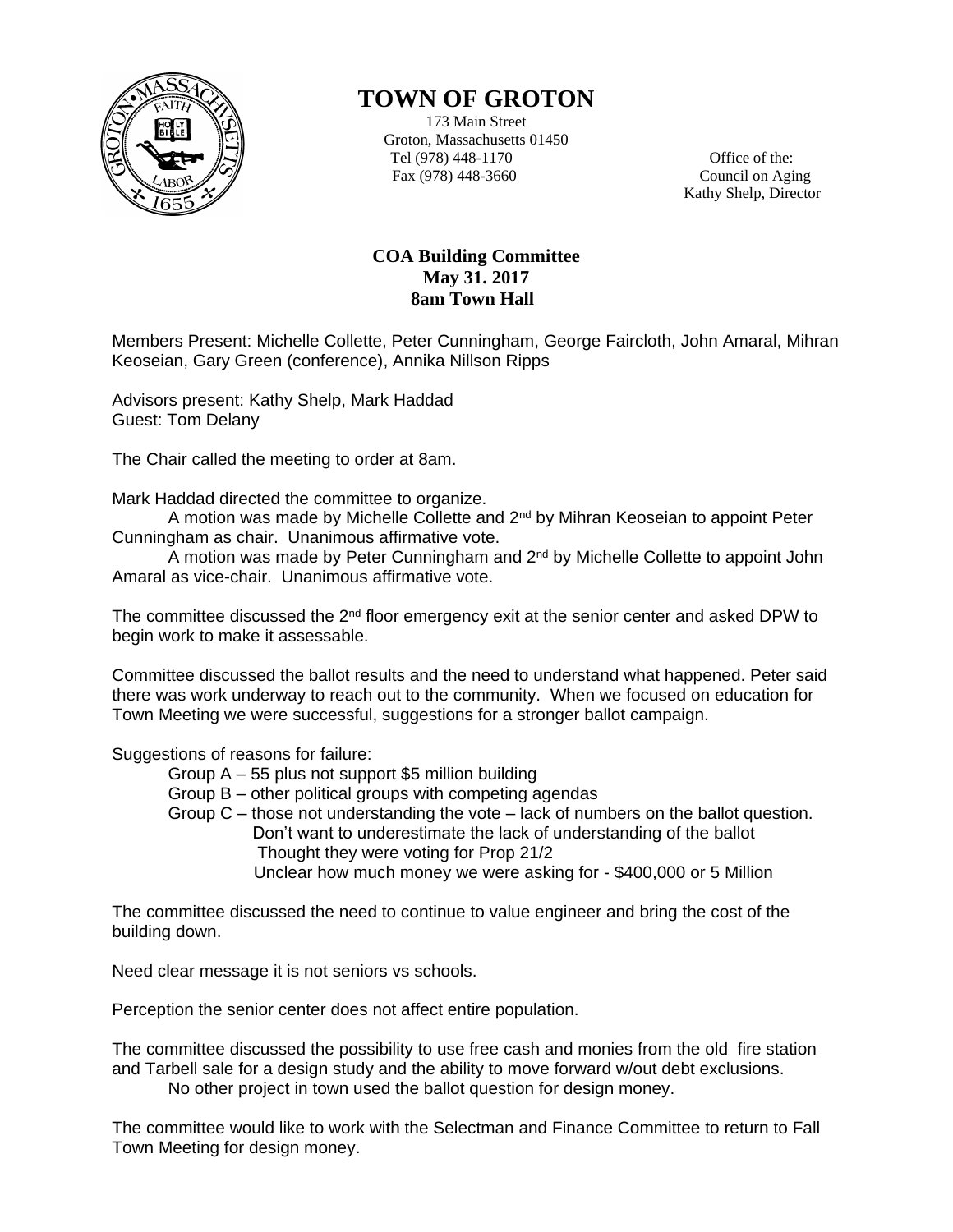# TOWN OF GROTON

173 Main Street
Groton, Massachusetts 01450
Tel (978) 448-1170
Fax (978) 448-3660

Office of the:
Council on Aging
Kathy Shelp, Director

**COA Building Committee**
**May 31. 2017**
**8am Town Hall**

Members Present: Michelle Collette, Peter Cunningham, George Faircloth, John Amaral, Mihran Keoseian, Gary Green (conference), Annika Nillson Ripps

Advisors present: Kathy Shelp, Mark Haddad
Guest: Tom Delany

The Chair called the meeting to order at 8am.

Mark Haddad directed the committee to organize.

A motion was made by Michelle Collette and 2nd by Mihran Keoseian to appoint Peter Cunningham as chair. Unanimous affirmative vote.

A motion was made by Peter Cunningham and 2nd by Michelle Collette to appoint John Amaral as vice-chair. Unanimous affirmative vote.

The committee discussed the 2nd floor emergency exit at the senior center and asked DPW to begin work to make it assessable.

Committee discussed the ballot results and the need to understand what happened. Peter said there was work underway to reach out to the community. When we focused on education for Town Meeting we were successful, suggestions for a stronger ballot campaign.

Suggestions of reasons for failure:

- Group A – 55 plus not support $5 million building
- Group B – other political groups with competing agendas
- Group C – those not understanding the vote – lack of numbers on the ballot question.
  - Don't want to underestimate the lack of understanding of the ballot
  - Thought they were voting for Prop 21/2
  - Unclear how much money we were asking for - $400,000 or 5 Million

The committee discussed the need to continue to value engineer and bring the cost of the building down.

Need clear message it is not seniors vs schools.

Perception the senior center does not affect entire population.

The committee discussed the possibility to use free cash and monies from the old fire station and Tarbell sale for a design study and the ability to move forward w/out debt exclusions.

No other project in town used the ballot question for design money.

The committee would like to work with the Selectman and Finance Committee to return to Fall Town Meeting for design money.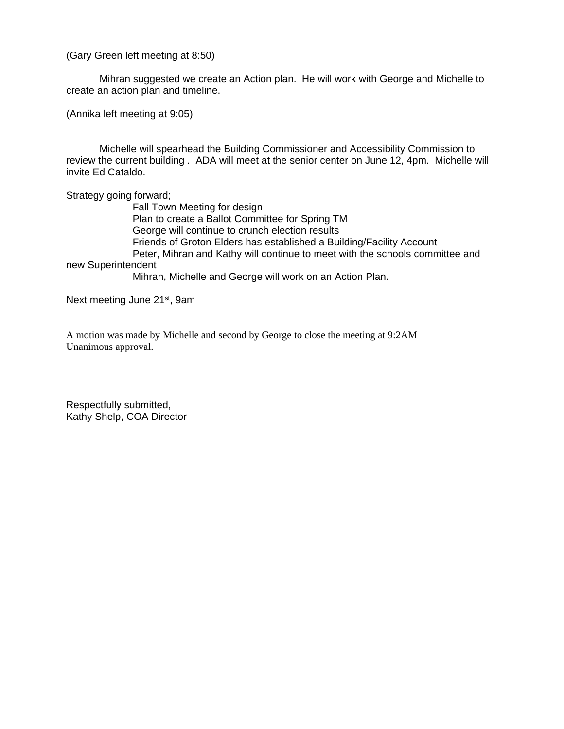(Gary Green left meeting at 8:50)

Mihran suggested we create an Action plan. He will work with George and Michelle to create an action plan and timeline.

(Annika left meeting at 9:05)

Michelle will spearhead the Building Commissioner and Accessibility Commission to review the current building . ADA will meet at the senior center on June 12, 4pm. Michelle will invite Ed Cataldo.

Strategy going forward;

- Fall Town Meeting for design
- Plan to create a Ballot Committee for Spring TM
- George will continue to crunch election results
- Friends of Groton Elders has established a Building/Facility Account
- Peter, Mihran and Kathy will continue to meet with the schools committee and new Superintendent
- Mihran, Michelle and George will work on an Action Plan.

Next meeting June 21st, 9am

A motion was made by Michelle and second by George to close the meeting at 9:2AM
Unanimous approval.

Respectfully submitted,
Kathy Shelp, COA Director